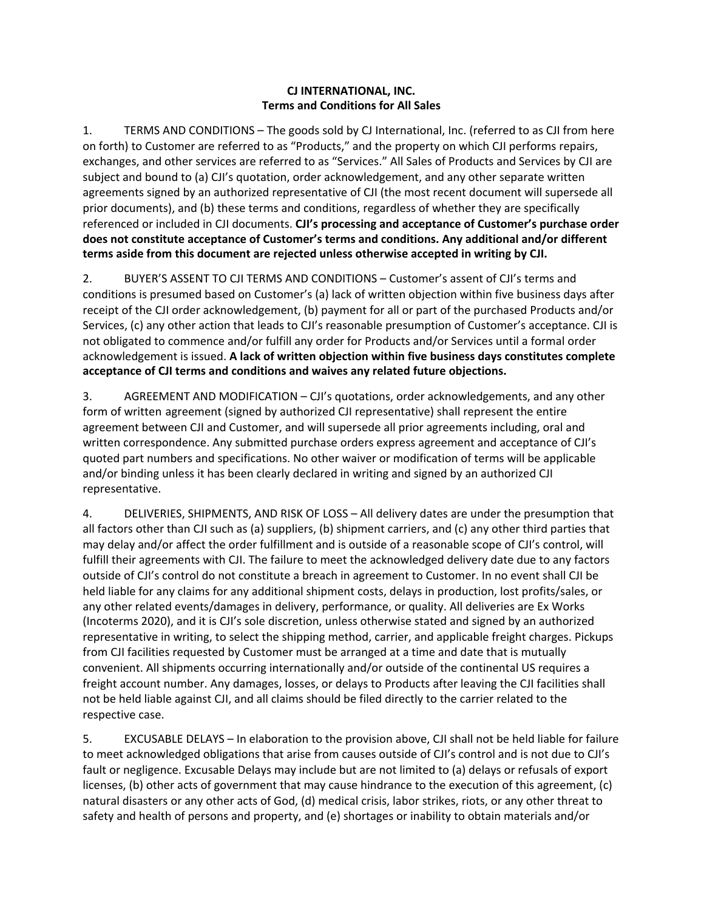**CJ INTERNATIONAL, INC.**
**Terms and Conditions for All Sales**

1. TERMS AND CONDITIONS – The goods sold by CJ International, Inc. (referred to as CJI from here on forth) to Customer are referred to as "Products," and the property on which CJI performs repairs, exchanges, and other services are referred to as "Services." All Sales of Products and Services by CJI are subject and bound to (a) CJI's quotation, order acknowledgement, and any other separate written agreements signed by an authorized representative of CJI (the most recent document will supersede all prior documents), and (b) these terms and conditions, regardless of whether they are specifically referenced or included in CJI documents. **CJI's processing and acceptance of Customer's purchase order does not constitute acceptance of Customer's terms and conditions. Any additional and/or different terms aside from this document are rejected unless otherwise accepted in writing by CJI.**

2. BUYER'S ASSENT TO CJI TERMS AND CONDITIONS – Customer's assent of CJI's terms and conditions is presumed based on Customer's (a) lack of written objection within five business days after receipt of the CJI order acknowledgement, (b) payment for all or part of the purchased Products and/or Services, (c) any other action that leads to CJI's reasonable presumption of Customer's acceptance. CJI is not obligated to commence and/or fulfill any order for Products and/or Services until a formal order acknowledgement is issued. **A lack of written objection within five business days constitutes complete acceptance of CJI terms and conditions and waives any related future objections.**

3. AGREEMENT AND MODIFICATION – CJI's quotations, order acknowledgements, and any other form of written agreement (signed by authorized CJI representative) shall represent the entire agreement between CJI and Customer, and will supersede all prior agreements including, oral and written correspondence. Any submitted purchase orders express agreement and acceptance of CJI's quoted part numbers and specifications. No other waiver or modification of terms will be applicable and/or binding unless it has been clearly declared in writing and signed by an authorized CJI representative.

4. DELIVERIES, SHIPMENTS, AND RISK OF LOSS – All delivery dates are under the presumption that all factors other than CJI such as (a) suppliers, (b) shipment carriers, and (c) any other third parties that may delay and/or affect the order fulfillment and is outside of a reasonable scope of CJI's control, will fulfill their agreements with CJI. The failure to meet the acknowledged delivery date due to any factors outside of CJI's control do not constitute a breach in agreement to Customer. In no event shall CJI be held liable for any claims for any additional shipment costs, delays in production, lost profits/sales, or any other related events/damages in delivery, performance, or quality. All deliveries are Ex Works (Incoterms 2020), and it is CJI's sole discretion, unless otherwise stated and signed by an authorized representative in writing, to select the shipping method, carrier, and applicable freight charges. Pickups from CJI facilities requested by Customer must be arranged at a time and date that is mutually convenient. All shipments occurring internationally and/or outside of the continental US requires a freight account number. Any damages, losses, or delays to Products after leaving the CJI facilities shall not be held liable against CJI, and all claims should be filed directly to the carrier related to the respective case.

5. EXCUSABLE DELAYS – In elaboration to the provision above, CJI shall not be held liable for failure to meet acknowledged obligations that arise from causes outside of CJI's control and is not due to CJI's fault or negligence. Excusable Delays may include but are not limited to (a) delays or refusals of export licenses, (b) other acts of government that may cause hindrance to the execution of this agreement, (c) natural disasters or any other acts of God, (d) medical crisis, labor strikes, riots, or any other threat to safety and health of persons and property, and (e) shortages or inability to obtain materials and/or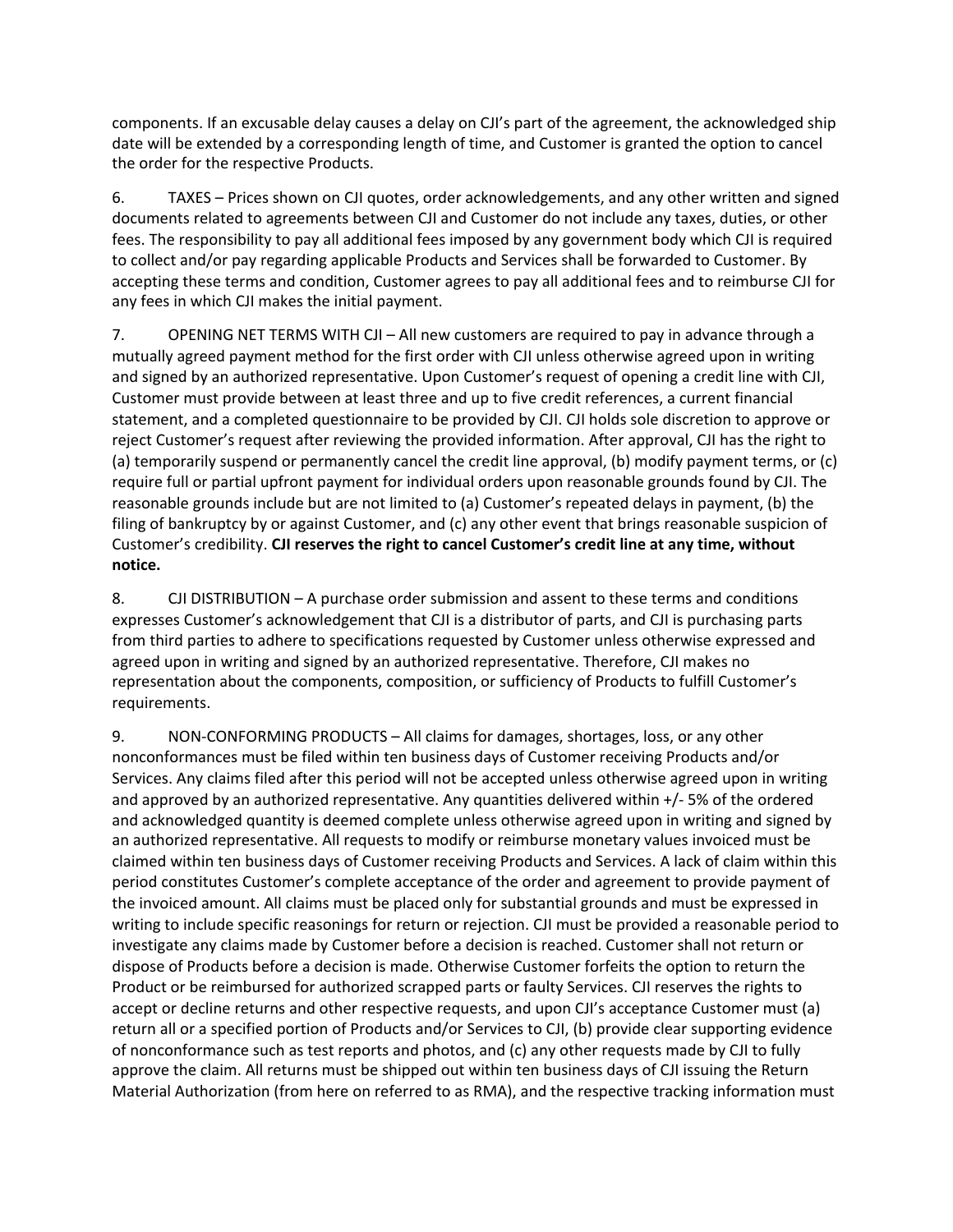components. If an excusable delay causes a delay on CJI's part of the agreement, the acknowledged ship date will be extended by a corresponding length of time, and Customer is granted the option to cancel the order for the respective Products.

6. TAXES – Prices shown on CJI quotes, order acknowledgements, and any other written and signed documents related to agreements between CJI and Customer do not include any taxes, duties, or other fees. The responsibility to pay all additional fees imposed by any government body which CJI is required to collect and/or pay regarding applicable Products and Services shall be forwarded to Customer. By accepting these terms and condition, Customer agrees to pay all additional fees and to reimburse CJI for any fees in which CJI makes the initial payment.

7. OPENING NET TERMS WITH CJI – All new customers are required to pay in advance through a mutually agreed payment method for the first order with CJI unless otherwise agreed upon in writing and signed by an authorized representative. Upon Customer's request of opening a credit line with CJI, Customer must provide between at least three and up to five credit references, a current financial statement, and a completed questionnaire to be provided by CJI. CJI holds sole discretion to approve or reject Customer's request after reviewing the provided information. After approval, CJI has the right to (a) temporarily suspend or permanently cancel the credit line approval, (b) modify payment terms, or (c) require full or partial upfront payment for individual orders upon reasonable grounds found by CJI. The reasonable grounds include but are not limited to (a) Customer's repeated delays in payment, (b) the filing of bankruptcy by or against Customer, and (c) any other event that brings reasonable suspicion of Customer's credibility. **CJI reserves the right to cancel Customer's credit line at any time, without notice.**

8. CJI DISTRIBUTION – A purchase order submission and assent to these terms and conditions expresses Customer's acknowledgement that CJI is a distributor of parts, and CJI is purchasing parts from third parties to adhere to specifications requested by Customer unless otherwise expressed and agreed upon in writing and signed by an authorized representative. Therefore, CJI makes no representation about the components, composition, or sufficiency of Products to fulfill Customer's requirements.

9. NON-CONFORMING PRODUCTS – All claims for damages, shortages, loss, or any other nonconformances must be filed within ten business days of Customer receiving Products and/or Services. Any claims filed after this period will not be accepted unless otherwise agreed upon in writing and approved by an authorized representative. Any quantities delivered within +/- 5% of the ordered and acknowledged quantity is deemed complete unless otherwise agreed upon in writing and signed by an authorized representative. All requests to modify or reimburse monetary values invoiced must be claimed within ten business days of Customer receiving Products and Services. A lack of claim within this period constitutes Customer's complete acceptance of the order and agreement to provide payment of the invoiced amount. All claims must be placed only for substantial grounds and must be expressed in writing to include specific reasonings for return or rejection. CJI must be provided a reasonable period to investigate any claims made by Customer before a decision is reached. Customer shall not return or dispose of Products before a decision is made. Otherwise Customer forfeits the option to return the Product or be reimbursed for authorized scrapped parts or faulty Services. CJI reserves the rights to accept or decline returns and other respective requests, and upon CJI's acceptance Customer must (a) return all or a specified portion of Products and/or Services to CJI, (b) provide clear supporting evidence of nonconformance such as test reports and photos, and (c) any other requests made by CJI to fully approve the claim. All returns must be shipped out within ten business days of CJI issuing the Return Material Authorization (from here on referred to as RMA), and the respective tracking information must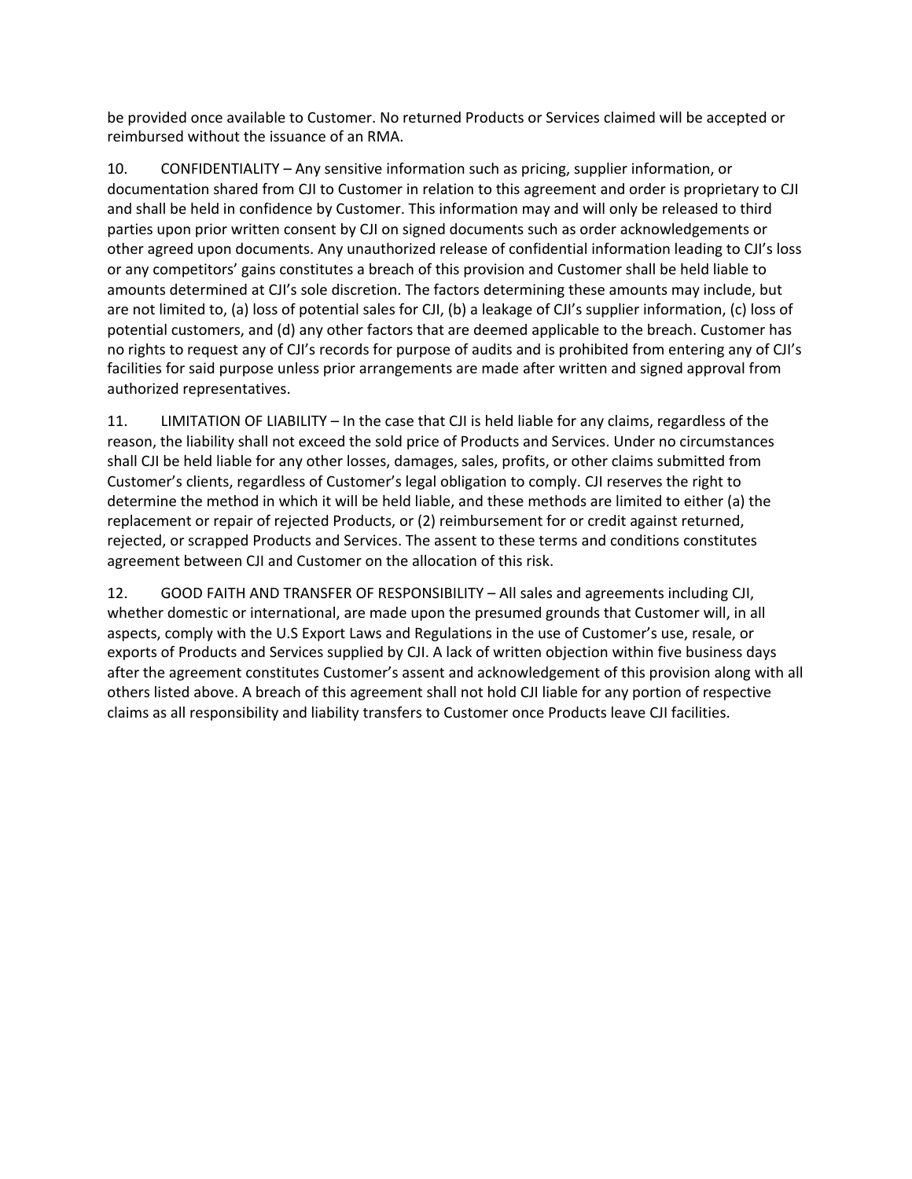be provided once available to Customer. No returned Products or Services claimed will be accepted or reimbursed without the issuance of an RMA.

10. CONFIDENTIALITY – Any sensitive information such as pricing, supplier information, or documentation shared from CJI to Customer in relation to this agreement and order is proprietary to CJI and shall be held in confidence by Customer. This information may and will only be released to third parties upon prior written consent by CJI on signed documents such as order acknowledgements or other agreed upon documents. Any unauthorized release of confidential information leading to CJI's loss or any competitors' gains constitutes a breach of this provision and Customer shall be held liable to amounts determined at CJI's sole discretion. The factors determining these amounts may include, but are not limited to, (a) loss of potential sales for CJI, (b) a leakage of CJI's supplier information, (c) loss of potential customers, and (d) any other factors that are deemed applicable to the breach. Customer has no rights to request any of CJI's records for purpose of audits and is prohibited from entering any of CJI's facilities for said purpose unless prior arrangements are made after written and signed approval from authorized representatives.

11. LIMITATION OF LIABILITY – In the case that CJI is held liable for any claims, regardless of the reason, the liability shall not exceed the sold price of Products and Services. Under no circumstances shall CJI be held liable for any other losses, damages, sales, profits, or other claims submitted from Customer's clients, regardless of Customer's legal obligation to comply. CJI reserves the right to determine the method in which it will be held liable, and these methods are limited to either (a) the replacement or repair of rejected Products, or (2) reimbursement for or credit against returned, rejected, or scrapped Products and Services. The assent to these terms and conditions constitutes agreement between CJI and Customer on the allocation of this risk.

12. GOOD FAITH AND TRANSFER OF RESPONSIBILITY – All sales and agreements including CJI, whether domestic or international, are made upon the presumed grounds that Customer will, in all aspects, comply with the U.S Export Laws and Regulations in the use of Customer's use, resale, or exports of Products and Services supplied by CJI. A lack of written objection within five business days after the agreement constitutes Customer's assent and acknowledgement of this provision along with all others listed above. A breach of this agreement shall not hold CJI liable for any portion of respective claims as all responsibility and liability transfers to Customer once Products leave CJI facilities.